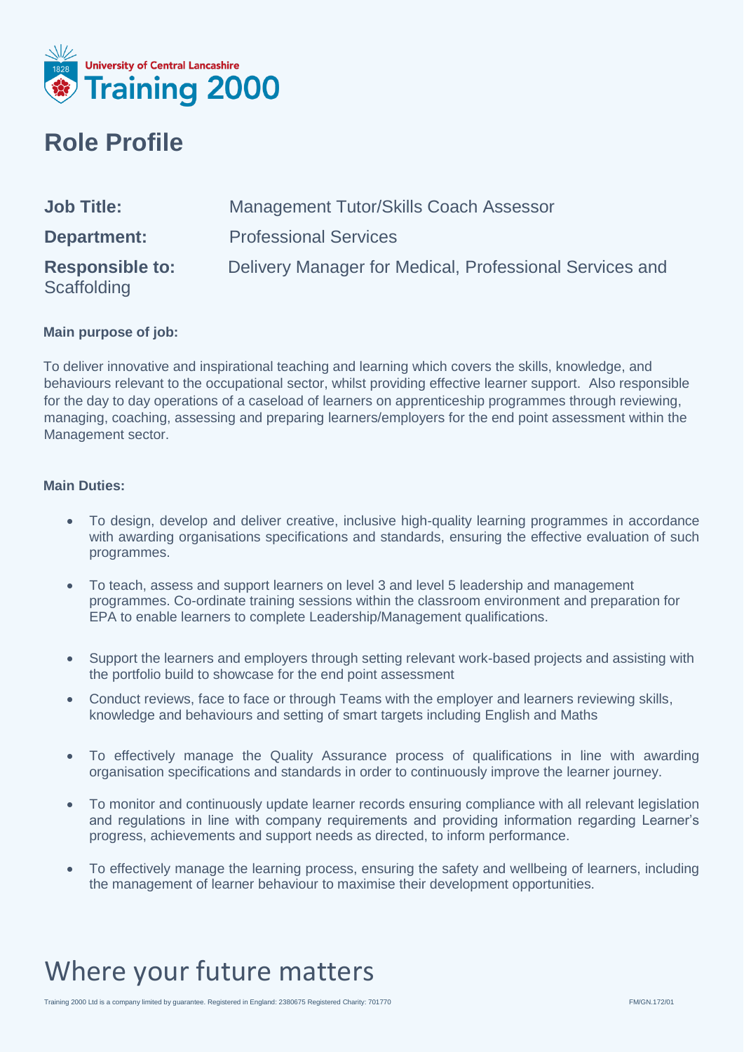University of Central Lancashire
Training 2000

# Role Profile

**Job Title:** Management Tutor/Skills Coach Assessor

**Department:** Professional Services

**Responsible to:** Delivery Manager for Medical, Professional Services and Scaffolding

**Main purpose of job:**

To deliver innovative and inspirational teaching and learning which covers the skills, knowledge, and behaviours relevant to the occupational sector, whilst providing effective learner support. Also responsible for the day to day operations of a caseload of learners on apprenticeship programmes through reviewing, managing, coaching, assessing and preparing learners/employers for the end point assessment within the Management sector.

**Main Duties:**

- To design, develop and deliver creative, inclusive high-quality learning programmes in accordance with awarding organisations specifications and standards, ensuring the effective evaluation of such programmes.
- To teach, assess and support learners on level 3 and level 5 leadership and management programmes. Co-ordinate training sessions within the classroom environment and preparation for EPA to enable learners to complete Leadership/Management qualifications.
- Support the learners and employers through setting relevant work-based projects and assisting with the portfolio build to showcase for the end point assessment
- Conduct reviews, face to face or through Teams with the employer and learners reviewing skills, knowledge and behaviours and setting of smart targets including English and Maths
- To effectively manage the Quality Assurance process of qualifications in line with awarding organisation specifications and standards in order to continuously improve the learner journey.
- To monitor and continuously update learner records ensuring compliance with all relevant legislation and regulations in line with company requirements and providing information regarding Learner's progress, achievements and support needs as directed, to inform performance.
- To effectively manage the learning process, ensuring the safety and wellbeing of learners, including the management of learner behaviour to maximise their development opportunities.

Where your future matters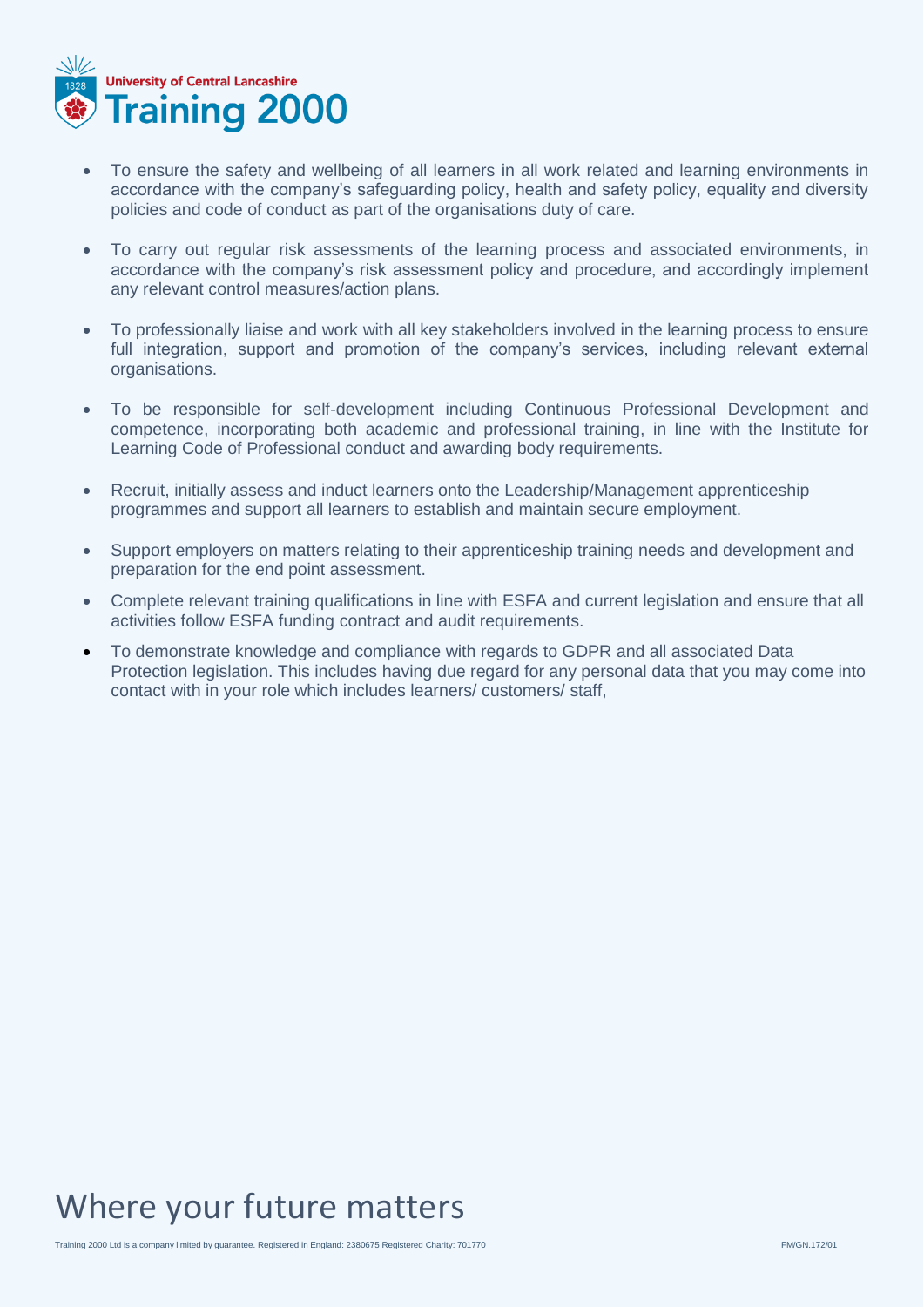- To ensure the safety and wellbeing of all learners in all work related and learning environments in accordance with the company's safeguarding policy, health and safety policy, equality and diversity policies and code of conduct as part of the organisations duty of care.

- To carry out regular risk assessments of the learning process and associated environments, in accordance with the company's risk assessment policy and procedure, and accordingly implement any relevant control measures/action plans.

- To professionally liaise and work with all key stakeholders involved in the learning process to ensure full integration, support and promotion of the company's services, including relevant external organisations.

- To be responsible for self-development including Continuous Professional Development and competence, incorporating both academic and professional training, in line with the Institute for Learning Code of Professional conduct and awarding body requirements.

- Recruit, initially assess and induct learners onto the Leadership/Management apprenticeship programmes and support all learners to establish and maintain secure employment.

- Support employers on matters relating to their apprenticeship training needs and development and preparation for the end point assessment.

- Complete relevant training qualifications in line with ESFA and current legislation and ensure that all activities follow ESFA funding contract and audit requirements.

- To demonstrate knowledge and compliance with regards to GDPR and all associated Data Protection legislation. This includes having due regard for any personal data that you may come into contact with in your role which includes learners/ customers/ staff,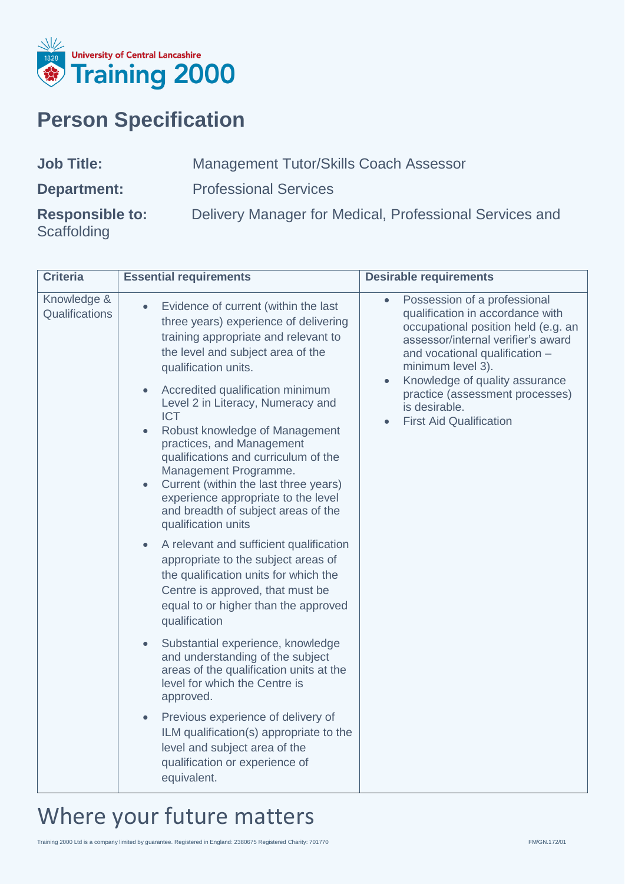# Person Specification

**Job Title:** Management Tutor/Skills Coach Assessor

**Department:** Professional Services

**Responsible to:** Delivery Manager for Medical, Professional Services and Scaffolding

| Criteria | Essential requirements | Desirable requirements |
|---|---|---|
| Knowledge & Qualifications | • Evidence of current (within the last three years) experience of delivering training appropriate and relevant to the level and subject area of the qualification units.<br>• Accredited qualification minimum Level 2 in Literacy, Numeracy and ICT<br>• Robust knowledge of Management practices, and Management qualifications and curriculum of the Management Programme.<br>• Current (within the last three years) experience appropriate to the level and breadth of subject areas of the qualification units<br>• A relevant and sufficient qualification appropriate to the subject areas of the qualification units for which the Centre is approved, that must be equal to or higher than the approved qualification<br>• Substantial experience, knowledge and understanding of the subject areas of the qualification units at the level for which the Centre is approved.<br>• Previous experience of delivery of ILM qualification(s) appropriate to the level and subject area of the qualification or experience of equivalent. | • Possession of a professional qualification in accordance with occupational position held (e.g. an assessor/internal verifier's award and vocational qualification – minimum level 3).<br>• Knowledge of quality assurance practice (assessment processes) is desirable.<br>• First Aid Qualification |

Where your future matters

Training 2000 Ltd is a company limited by guarantee. Registered in England: 2380675 Registered Charity: 701770

FM/GN.172/01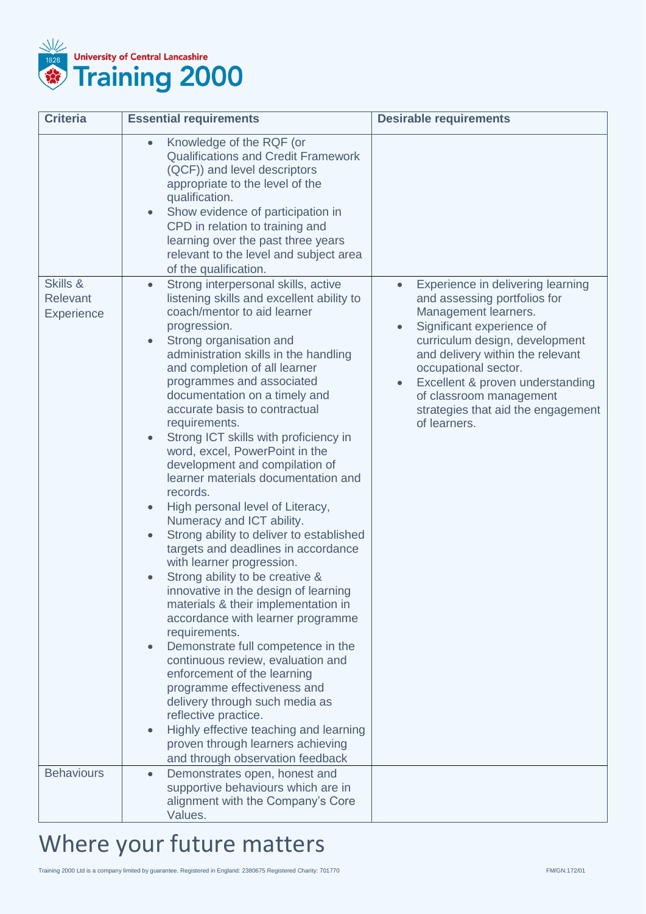| Criteria | Essential requirements | Desirable requirements |
|---|---|---|
| | • Knowledge of the RQF (or Qualifications and Credit Framework (QCF)) and level descriptors appropriate to the level of the qualification.<br>• Show evidence of participation in CPD in relation to training and learning over the past three years relevant to the level and subject area of the qualification. | |
| Skills & Relevant Experience | • Strong interpersonal skills, active listening skills and excellent ability to coach/mentor to aid learner progression.<br>• Strong organisation and administration skills in the handling and completion of all learner programmes and associated documentation on a timely and accurate basis to contractual requirements.<br>• Strong ICT skills with proficiency in word, excel, PowerPoint in the development and compilation of learner materials documentation and records.<br>• High personal level of Literacy, Numeracy and ICT ability.<br>• Strong ability to deliver to established targets and deadlines in accordance with learner progression.<br>• Strong ability to be creative & innovative in the design of learning materials & their implementation in accordance with learner programme requirements.<br>• Demonstrate full competence in the continuous review, evaluation and enforcement of the learning programme effectiveness and delivery through such media as reflective practice.<br>• Highly effective teaching and learning proven through learners achieving and through observation feedback | • Experience in delivering learning and assessing portfolios for Management learners.<br>• Significant experience of curriculum design, development and delivery within the relevant occupational sector.<br>• Excellent & proven understanding of classroom management strategies that aid the engagement of learners. |
| Behaviours | • Demonstrates open, honest and supportive behaviours which are in alignment with the Company's Core Values. | |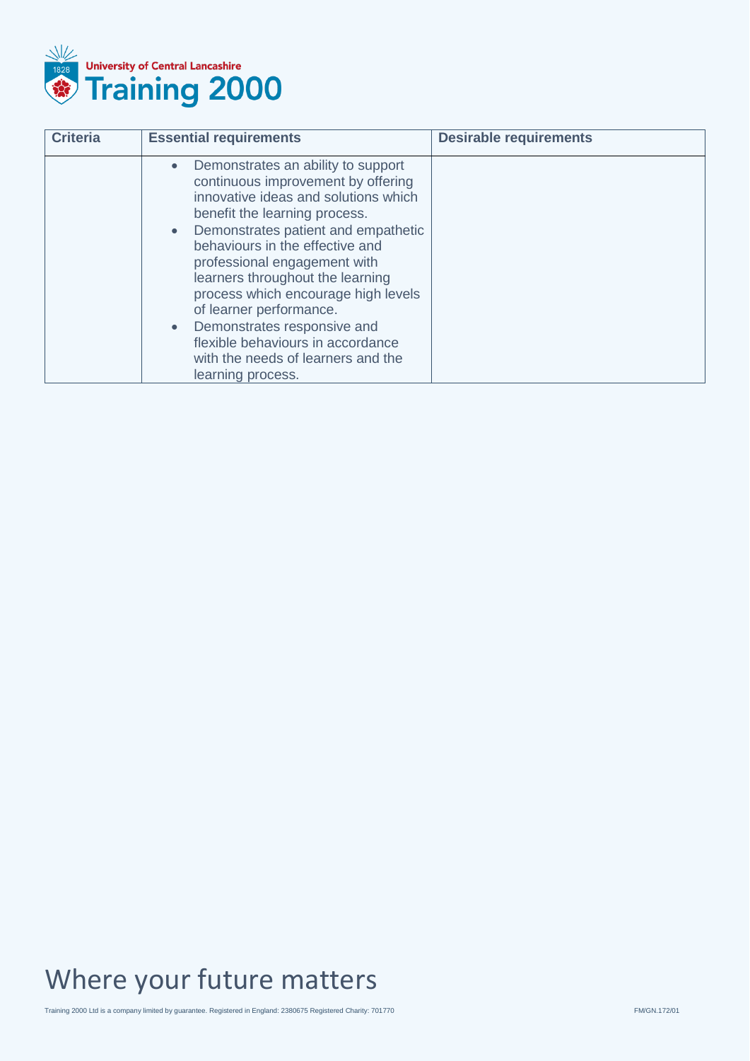| Criteria | Essential requirements | Desirable requirements |
|---|---|---|
| | • Demonstrates an ability to support continuous improvement by offering innovative ideas and solutions which benefit the learning process.<br>• Demonstrates patient and empathetic behaviours in the effective and professional engagement with learners throughout the learning process which encourage high levels of learner performance.<br>• Demonstrates responsive and flexible behaviours in accordance with the needs of learners and the learning process. | |

Where your future matters

Training 2000 Ltd is a company limited by guarantee. Registered in England: 2380675 Registered Charity: 701770

FM/GN.172/01